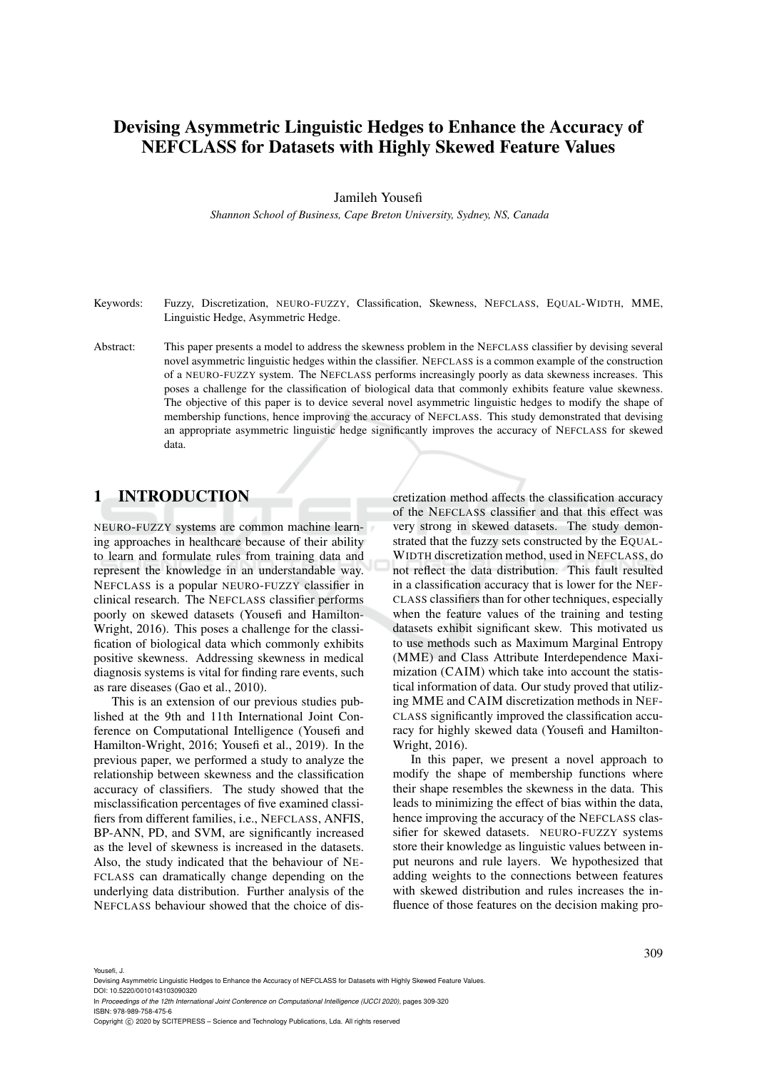# Devising Asymmetric Linguistic Hedges to Enhance the Accuracy of NEFCLASS for Datasets with Highly Skewed Feature Values

Jamileh Yousefi

*Shannon School of Business, Cape Breton University, Sydney, NS, Canada*

Keywords: Fuzzy, Discretization, NEURO-FUZZY, Classification, Skewness, NEFCLASS, EQUAL-WIDTH, MME, Linguistic Hedge, Asymmetric Hedge.

Abstract: This paper presents a model to address the skewness problem in the NEFCLASS classifier by devising several novel asymmetric linguistic hedges within the classifier. NEFCLASS is a common example of the construction of a NEURO-FUZZY system. The NEFCLASS performs increasingly poorly as data skewness increases. This poses a challenge for the classification of biological data that commonly exhibits feature value skewness. The objective of this paper is to device several novel asymmetric linguistic hedges to modify the shape of membership functions, hence improving the accuracy of NEFCLASS. This study demonstrated that devising an appropriate asymmetric linguistic hedge significantly improves the accuracy of NEFCLASS for skewed data.

## 1 INTRODUCTION

NEURO-FUZZY systems are common machine learning approaches in healthcare because of their ability to learn and formulate rules from training data and represent the knowledge in an understandable way. NEFCLASS is a popular NEURO-FUZZY classifier in clinical research. The NEFCLASS classifier performs poorly on skewed datasets (Yousefi and Hamilton-Wright, 2016). This poses a challenge for the classification of biological data which commonly exhibits positive skewness. Addressing skewness in medical diagnosis systems is vital for finding rare events, such as rare diseases (Gao et al., 2010).

This is an extension of our previous studies published at the 9th and 11th International Joint Conference on Computational Intelligence (Yousefi and Hamilton-Wright, 2016; Yousefi et al., 2019). In the previous paper, we performed a study to analyze the relationship between skewness and the classification accuracy of classifiers. The study showed that the misclassification percentages of five examined classifiers from different families, i.e., NEFCLASS, ANFIS, BP-ANN, PD, and SVM, are significantly increased as the level of skewness is increased in the datasets. Also, the study indicated that the behaviour of NEFCLASS can dramatically change depending on the underlying data distribution. Further analysis of the NEFCLASS behaviour showed that the choice of discretization method affects the classification accuracy of the NEFCLASS classifier and that this effect was very strong in skewed datasets. The study demonstrated that the fuzzy sets constructed by the EQUAL-WIDTH discretization method, used in NEFCLASS, do not reflect the data distribution. This fault resulted in a classification accuracy that is lower for the NEFCLASS classifiers than for other techniques, especially when the feature values of the training and testing datasets exhibit significant skew. This motivated us to use methods such as Maximum Marginal Entropy (MME) and Class Attribute Interdependence Maximization (CAIM) which take into account the statistical information of data. Our study proved that utilizing MME and CAIM discretization methods in NEFCLASS significantly improved the classification accuracy for highly skewed data (Yousefi and Hamilton-Wright, 2016).

In this paper, we present a novel approach to modify the shape of membership functions where their shape resembles the skewness in the data. This leads to minimizing the effect of bias within the data, hence improving the accuracy of the NEFCLASS classifier for skewed datasets. NEURO-FUZZY systems store their knowledge as linguistic values between input neurons and rule layers. We hypothesized that adding weights to the connections between features with skewed distribution and rules increases the influence of those features on the decision making pro-

Yousefi, J.
Devising Asymmetric Linguistic Hedges to Enhance the Accuracy of NEFCLASS for Datasets with Highly Skewed Feature Values.
DOI: 10.5220/0010143103090320
In *Proceedings of the 12th International Joint Conference on Computational Intelligence (IJCCI 2020)*, pages 309-320
ISBN: 978-989-758-475-6
Copyright © 2020 by SCITEPRESS – Science and Technology Publications, Lda. All rights reserved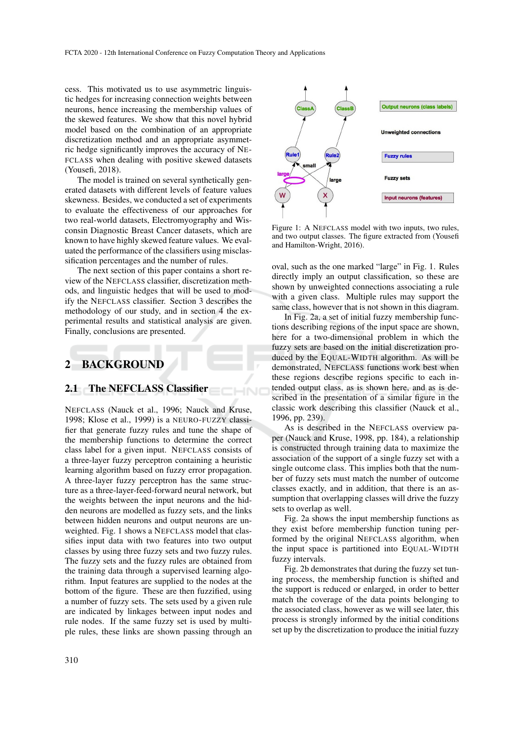cess. This motivated us to use asymmetric linguistic hedges for increasing connection weights between neurons, hence increasing the membership values of the skewed features. We show that this novel hybrid model based on the combination of an appropriate discretization method and an appropriate asymmetric hedge significantly improves the accuracy of NEFCLASS when dealing with positive skewed datasets (Yousefi, 2018).

The model is trained on several synthetically generated datasets with different levels of feature values skewness. Besides, we conducted a set of experiments to evaluate the effectiveness of our approaches for two real-world datasets, Electromyography and Wisconsin Diagnostic Breast Cancer datasets, which are known to have highly skewed feature values. We evaluated the performance of the classifiers using misclassification percentages and the number of rules.

The next section of this paper contains a short review of the NEFCLASS classifier, discretization methods, and linguistic hedges that will be used to modify the NEFCLASS classifier. Section 3 describes the methodology of our study, and in section 4 the experimental results and statistical analysis are given. Finally, conclusions are presented.

## 2 BACKGROUND

### 2.1 The NEFCLASS Classifier

NEFCLASS (Nauck et al., 1996; Nauck and Kruse, 1998; Klose et al., 1999) is a NEURO-FUZZY classifier that generate fuzzy rules and tune the shape of the membership functions to determine the correct class label for a given input. NEFCLASS consists of a three-layer fuzzy perceptron containing a heuristic learning algorithm based on fuzzy error propagation. A three-layer fuzzy perceptron has the same structure as a three-layer-feed-forward neural network, but the weights between the input neurons and the hidden neurons are modelled as fuzzy sets, and the links between hidden neurons and output neurons are unweighted. Fig. 1 shows a NEFCLASS model that classifies input data with two features into two output classes by using three fuzzy sets and two fuzzy rules. The fuzzy sets and the fuzzy rules are obtained from the training data through a supervised learning algorithm. Input features are supplied to the nodes at the bottom of the figure. These are then fuzzified, using a number of fuzzy sets. The sets used by a given rule are indicated by linkages between input nodes and rule nodes. If the same fuzzy set is used by multiple rules, these links are shown passing through an oval, such as the one marked "large" in Fig. 1. Rules directly imply an output classification, so these are shown by unweighted connections associating a rule with a given class. Multiple rules may support the same class, however that is not shown in this diagram.

Figure 1: A NEFCLASS model with two inputs, two rules, and two output classes. The figure extracted from (Yousefi and Hamilton-Wright, 2016).

In Fig. 2a, a set of initial fuzzy membership functions describing regions of the input space are shown, here for a two-dimensional problem in which the fuzzy sets are based on the initial discretization produced by the EQUAL-WIDTH algorithm. As will be demonstrated, NEFCLASS functions work best when these regions describe regions specific to each intended output class, as is shown here, and as is described in the presentation of a similar figure in the classic work describing this classifier (Nauck et al., 1996, pp. 239).

As is described in the NEFCLASS overview paper (Nauck and Kruse, 1998, pp. 184), a relationship is constructed through training data to maximize the association of the support of a single fuzzy set with a single outcome class. This implies both that the number of fuzzy sets must match the number of outcome classes exactly, and in addition, that there is an assumption that overlapping classes will drive the fuzzy sets to overlap as well.

Fig. 2a shows the input membership functions as they exist before membership function tuning performed by the original NEFCLASS algorithm, when the input space is partitioned into EQUAL-WIDTH fuzzy intervals.

Fig. 2b demonstrates that during the fuzzy set tuning process, the membership function is shifted and the support is reduced or enlarged, in order to better match the coverage of the data points belonging to the associated class, however as we will see later, this process is strongly informed by the initial conditions set up by the discretization to produce the initial fuzzy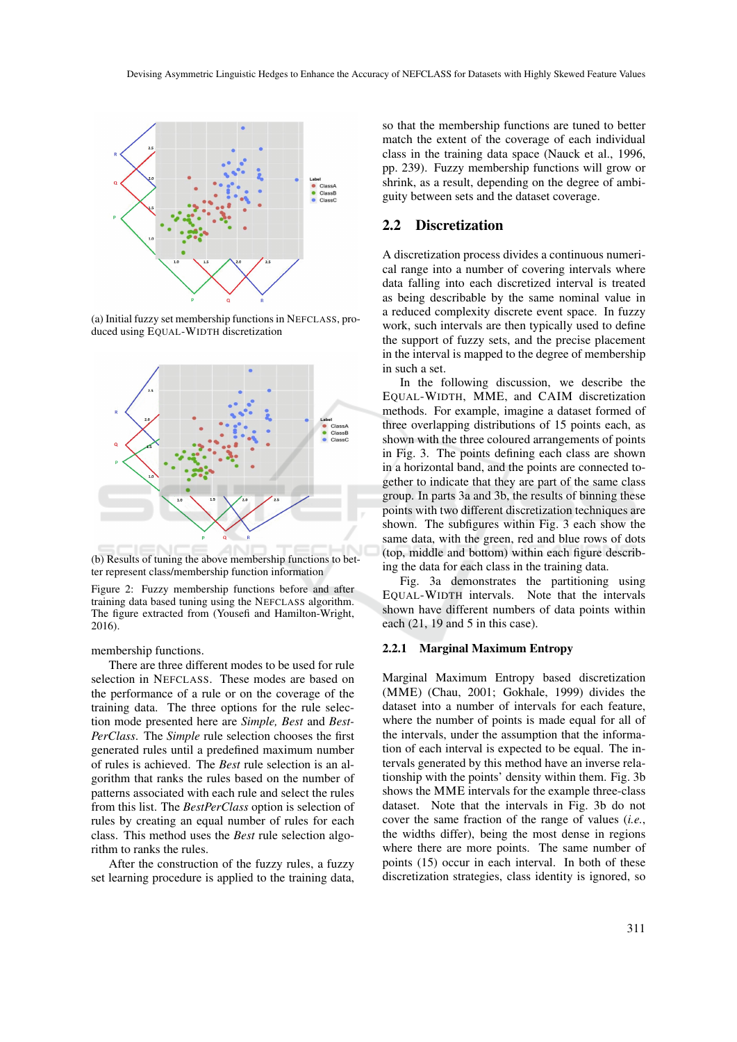(a) Initial fuzzy set membership functions in NEFCLASS, produced using EQUAL-WIDTH discretization

(b) Results of tuning the above membership functions to better represent class/membership function information

Figure 2: Fuzzy membership functions before and after training data based tuning using the NEFCLASS algorithm. The figure extracted from (Yousefi and Hamilton-Wright, 2016).

membership functions.

There are three different modes to be used for rule selection in NEFCLASS. These modes are based on the performance of a rule or on the coverage of the training data. The three options for the rule selection mode presented here are *Simple, Best* and *Best-PerClass*. The *Simple* rule selection chooses the first generated rules until a predefined maximum number of rules is achieved. The *Best* rule selection is an algorithm that ranks the rules based on the number of patterns associated with each rule and select the rules from this list. The *BestPerClass* option is selection of rules by creating an equal number of rules for each class. This method uses the *Best* rule selection algorithm to ranks the rules.

After the construction of the fuzzy rules, a fuzzy set learning procedure is applied to the training data, so that the membership functions are tuned to better match the extent of the coverage of each individual class in the training data space (Nauck et al., 1996, pp. 239). Fuzzy membership functions will grow or shrink, as a result, depending on the degree of ambiguity between sets and the dataset coverage.

## 2.2 Discretization

A discretization process divides a continuous numerical range into a number of covering intervals where data falling into each discretized interval is treated as being describable by the same nominal value in a reduced complexity discrete event space. In fuzzy work, such intervals are then typically used to define the support of fuzzy sets, and the precise placement in the interval is mapped to the degree of membership in such a set.

In the following discussion, we describe the EQUAL-WIDTH, MME, and CAIM discretization methods. For example, imagine a dataset formed of three overlapping distributions of 15 points each, as shown with the three coloured arrangements of points in Fig. 3. The points defining each class are shown in a horizontal band, and the points are connected together to indicate that they are part of the same class group. In parts 3a and 3b, the results of binning these points with two different discretization techniques are shown. The subfigures within Fig. 3 each show the same data, with the green, red and blue rows of dots (top, middle and bottom) within each figure describing the data for each class in the training data.

Fig. 3a demonstrates the partitioning using EQUAL-WIDTH intervals. Note that the intervals shown have different numbers of data points within each (21, 19 and 5 in this case).

### 2.2.1 Marginal Maximum Entropy

Marginal Maximum Entropy based discretization (MME) (Chau, 2001; Gokhale, 1999) divides the dataset into a number of intervals for each feature, where the number of points is made equal for all of the intervals, under the assumption that the information of each interval is expected to be equal. The intervals generated by this method have an inverse relationship with the points' density within them. Fig. 3b shows the MME intervals for the example three-class dataset. Note that the intervals in Fig. 3b do not cover the same fraction of the range of values (*i.e.*, the widths differ), being the most dense in regions where there are more points. The same number of points (15) occur in each interval. In both of these discretization strategies, class identity is ignored, so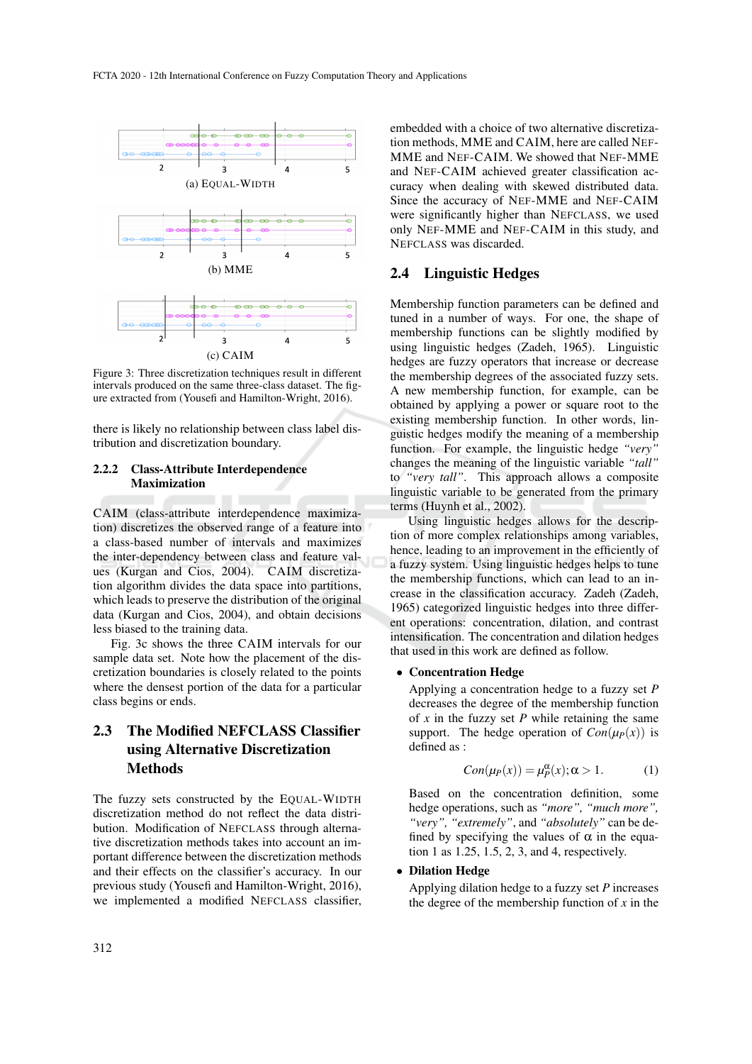(a) EQUAL-WIDTH

(b) MME

(c) CAIM

Figure 3: Three discretization techniques result in different intervals produced on the same three-class dataset. The figure extracted from (Yousefi and Hamilton-Wright, 2016).

there is likely no relationship between class label distribution and discretization boundary.

#### 2.2.2 Class-Attribute Interdependence Maximization

CAIM (class-attribute interdependence maximization) discretizes the observed range of a feature into a class-based number of intervals and maximizes the inter-dependency between class and feature values (Kurgan and Cios, 2004). CAIM discretization algorithm divides the data space into partitions, which leads to preserve the distribution of the original data (Kurgan and Cios, 2004), and obtain decisions less biased to the training data.

Fig. 3c shows the three CAIM intervals for our sample data set. Note how the placement of the discretization boundaries is closely related to the points where the densest portion of the data for a particular class begins or ends.

### 2.3 The Modified NEFCLASS Classifier using Alternative Discretization Methods

The fuzzy sets constructed by the EQUAL-WIDTH discretization method do not reflect the data distribution. Modification of NEFCLASS through alternative discretization methods takes into account an important difference between the discretization methods and their effects on the classifier's accuracy. In our previous study (Yousefi and Hamilton-Wright, 2016), we implemented a modified NEFCLASS classifier, embedded with a choice of two alternative discretization methods, MME and CAIM, here are called NEF-MME and NEF-CAIM. We showed that NEF-MME and NEF-CAIM achieved greater classification accuracy when dealing with skewed distributed data. Since the accuracy of NEF-MME and NEF-CAIM were significantly higher than NEFCLASS, we used only NEF-MME and NEF-CAIM in this study, and NEFCLASS was discarded.

### 2.4 Linguistic Hedges

Membership function parameters can be defined and tuned in a number of ways. For one, the shape of membership functions can be slightly modified by using linguistic hedges (Zadeh, 1965). Linguistic hedges are fuzzy operators that increase or decrease the membership degrees of the associated fuzzy sets. A new membership function, for example, can be obtained by applying a power or square root to the existing membership function. In other words, linguistic hedges modify the meaning of a membership function. For example, the linguistic hedge *"very"* changes the meaning of the linguistic variable *"tall"* to *"very tall"*. This approach allows a composite linguistic variable to be generated from the primary terms (Huynh et al., 2002).

Using linguistic hedges allows for the description of more complex relationships among variables, hence, leading to an improvement in the efficiently of a fuzzy system. Using linguistic hedges helps to tune the membership functions, which can lead to an increase in the classification accuracy. Zadeh (Zadeh, 1965) categorized linguistic hedges into three different operations: concentration, dilation, and contrast intensification. The concentration and dilation hedges that used in this work are defined as follow.

- **Concentration Hedge**

  Applying a concentration hedge to a fuzzy set $P$ decreases the degree of the membership function of $x$ in the fuzzy set $P$ while retaining the same support. The hedge operation of $Con(\mu_P(x))$ is defined as :

  $$Con(\mu_P(x)) = \mu_P^{\alpha}(x); \alpha > 1. \tag{1}$$

  Based on the concentration definition, some hedge operations, such as *"more", "much more", "very", "extremely"*, and *"absolutely"* can be defined by specifying the values of $\alpha$ in the equation 1 as 1.25, 1.5, 2, 3, and 4, respectively.

- **Dilation Hedge**

  Applying dilation hedge to a fuzzy set $P$ increases the degree of the membership function of $x$ in the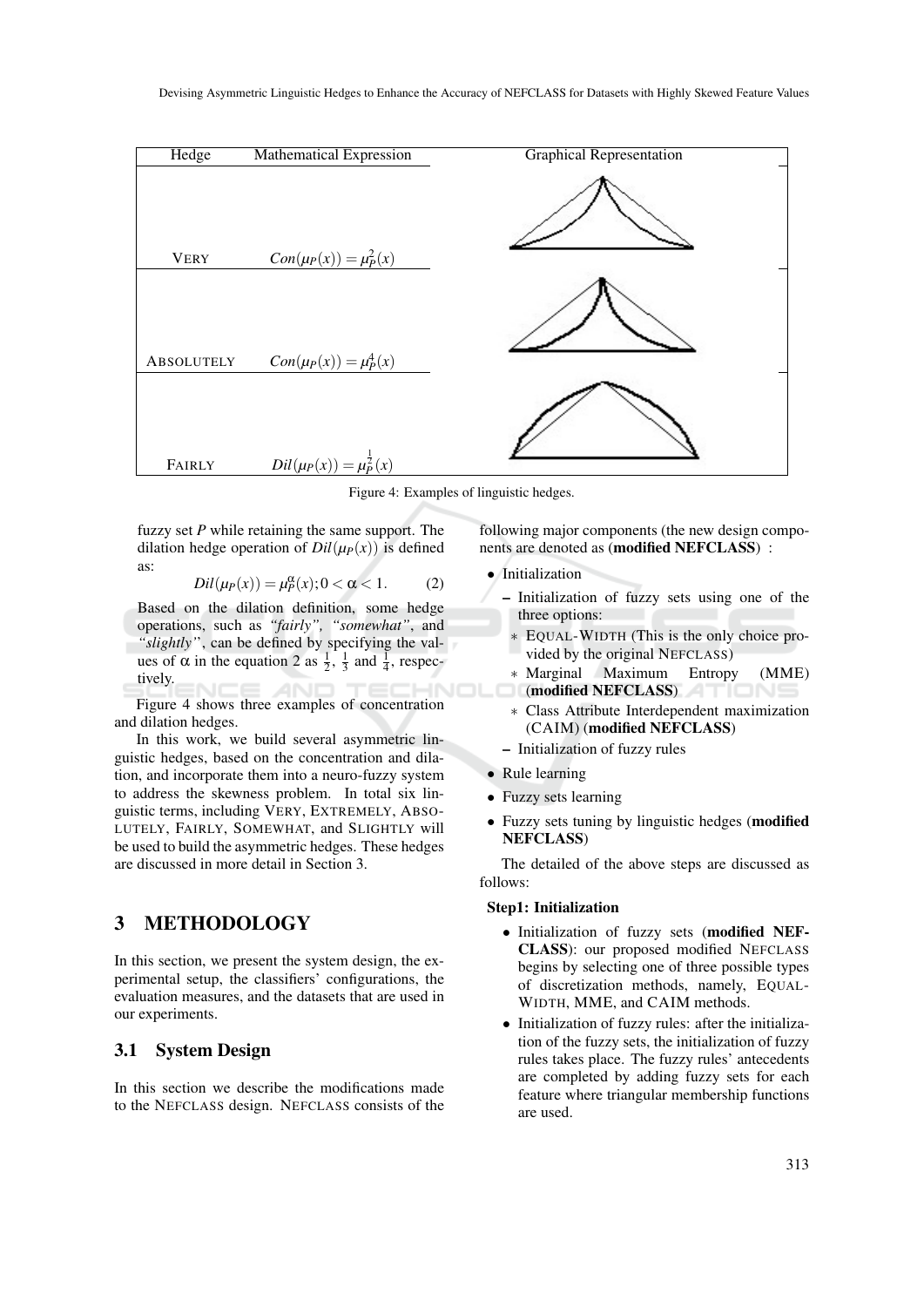| Hedge | Mathematical Expression | Graphical Representation |
|---|---|---|
| VERY | $Con(\mu_P(x)) = \mu_P^2(x)$ | |
| ABSOLUTELY | $Con(\mu_P(x)) = \mu_P^4(x)$ | |
| FAIRLY | $Dil(\mu_P(x)) = \mu_P^{\frac{1}{2}}(x)$ | |

Figure 4: Examples of linguistic hedges.

fuzzy set *P* while retaining the same support. The dilation hedge operation of $Dil(\mu_P(x))$ is defined as:

$$Dil(\mu_P(x)) = \mu_P^{\alpha}(x); 0 < \alpha < 1. \quad (2)$$

Based on the dilation definition, some hedge operations, such as *"fairly"*, *"somewhat"*, and *"slightly"*, can be defined by specifying the values of $\alpha$ in the equation 2 as $\frac{1}{2}$, $\frac{1}{3}$ and $\frac{1}{4}$, respectively.

Figure 4 shows three examples of concentration and dilation hedges.

In this work, we build several asymmetric linguistic hedges, based on the concentration and dilation, and incorporate them into a neuro-fuzzy system to address the skewness problem. In total six linguistic terms, including VERY, EXTREMELY, ABSOLUTELY, FAIRLY, SOMEWHAT, and SLIGHTLY will be used to build the asymmetric hedges. These hedges are discussed in more detail in Section 3.

# 3 METHODOLOGY

In this section, we present the system design, the experimental setup, the classifiers' configurations, the evaluation measures, and the datasets that are used in our experiments.

## 3.1 System Design

In this section we describe the modifications made to the NEFCLASS design. NEFCLASS consists of the following major components (the new design components are denoted as (**modified NEFCLASS**) :

- Initialization
  - Initialization of fuzzy sets using one of the three options:
    - EQUAL-WIDTH (This is the only choice provided by the original NEFCLASS)
    - Marginal Maximum Entropy (MME) (**modified NEFCLASS**)
    - Class Attribute Interdependent maximization (CAIM) (**modified NEFCLASS**)
  - Initialization of fuzzy rules
- Rule learning
- Fuzzy sets learning
- Fuzzy sets tuning by linguistic hedges (**modified NEFCLASS**)

The detailed of the above steps are discussed as follows:

**Step1: Initialization**

- Initialization of fuzzy sets (**modified NEFCLASS**): our proposed modified NEFCLASS begins by selecting one of three possible types of discretization methods, namely, EQUAL-WIDTH, MME, and CAIM methods.
- Initialization of fuzzy rules: after the initialization of the fuzzy sets, the initialization of fuzzy rules takes place. The fuzzy rules' antecedents are completed by adding fuzzy sets for each feature where triangular membership functions are used.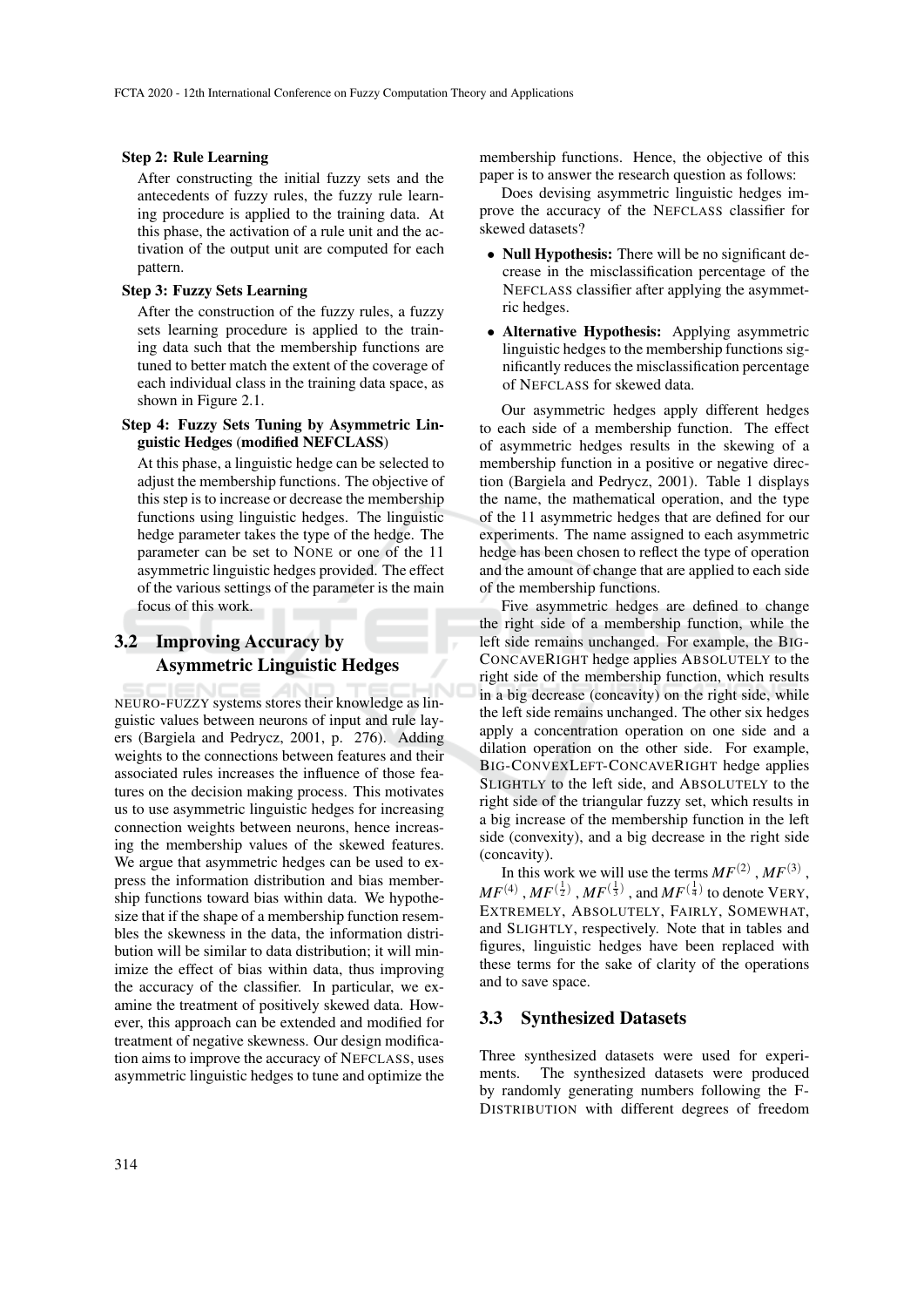**Step 2: Rule Learning**

After constructing the initial fuzzy sets and the antecedents of fuzzy rules, the fuzzy rule learning procedure is applied to the training data. At this phase, the activation of a rule unit and the activation of the output unit are computed for each pattern.

**Step 3: Fuzzy Sets Learning**

After the construction of the fuzzy rules, a fuzzy sets learning procedure is applied to the training data such that the membership functions are tuned to better match the extent of the coverage of each individual class in the training data space, as shown in Figure 2.1.

**Step 4: Fuzzy Sets Tuning by Asymmetric Linguistic Hedges (modified NEFCLASS)**

At this phase, a linguistic hedge can be selected to adjust the membership functions. The objective of this step is to increase or decrease the membership functions using linguistic hedges. The linguistic hedge parameter takes the type of the hedge. The parameter can be set to NONE or one of the 11 asymmetric linguistic hedges provided. The effect of the various settings of the parameter is the main focus of this work.

## 3.2 Improving Accuracy by Asymmetric Linguistic Hedges

NEURO-FUZZY systems stores their knowledge as linguistic values between neurons of input and rule layers (Bargiela and Pedrycz, 2001, p. 276). Adding weights to the connections between features and their associated rules increases the influence of those features on the decision making process. This motivates us to use asymmetric linguistic hedges for increasing connection weights between neurons, hence increasing the membership values of the skewed features. We argue that asymmetric hedges can be used to express the information distribution and bias membership functions toward bias within data. We hypothesize that if the shape of a membership function resembles the skewness in the data, the information distribution will be similar to data distribution; it will minimize the effect of bias within data, thus improving the accuracy of the classifier. In particular, we examine the treatment of positively skewed data. However, this approach can be extended and modified for treatment of negative skewness. Our design modification aims to improve the accuracy of NEFCLASS, uses asymmetric linguistic hedges to tune and optimize the membership functions. Hence, the objective of this paper is to answer the research question as follows:

Does devising asymmetric linguistic hedges improve the accuracy of the NEFCLASS classifier for skewed datasets?

- **Null Hypothesis:** There will be no significant decrease in the misclassification percentage of the NEFCLASS classifier after applying the asymmetric hedges.
- **Alternative Hypothesis:** Applying asymmetric linguistic hedges to the membership functions significantly reduces the misclassification percentage of NEFCLASS for skewed data.

Our asymmetric hedges apply different hedges to each side of a membership function. The effect of asymmetric hedges results in the skewing of a membership function in a positive or negative direction (Bargiela and Pedrycz, 2001). Table 1 displays the name, the mathematical operation, and the type of the 11 asymmetric hedges that are defined for our experiments. The name assigned to each asymmetric hedge has been chosen to reflect the type of operation and the amount of change that are applied to each side of the membership functions.

Five asymmetric hedges are defined to change the right side of a membership function, while the left side remains unchanged. For example, the BIG-CONCAVERIGHT hedge applies ABSOLUTELY to the right side of the membership function, which results in a big decrease (concavity) on the right side, while the left side remains unchanged. The other six hedges apply a concentration operation on one side and a dilation operation on the other side. For example, BIG-CONVEXLEFT-CONCAVERIGHT hedge applies SLIGHTLY to the left side, and ABSOLUTELY to the right side of the triangular fuzzy set, which results in a big increase of the membership function in the left side (convexity), and a big decrease in the right side (concavity).

In this work we will use the terms $MF^{(2)}$, $MF^{(3)}$, $MF^{(4)}$, $MF^{(\frac{1}{2})}$, $MF^{(\frac{1}{3})}$, and $MF^{(\frac{1}{4})}$ to denote VERY, EXTREMELY, ABSOLUTELY, FAIRLY, SOMEWHAT, and SLIGHTLY, respectively. Note that in tables and figures, linguistic hedges have been replaced with these terms for the sake of clarity of the operations and to save space.

## 3.3 Synthesized Datasets

Three synthesized datasets were used for experiments. The synthesized datasets were produced by randomly generating numbers following the F-DISTRIBUTION with different degrees of freedom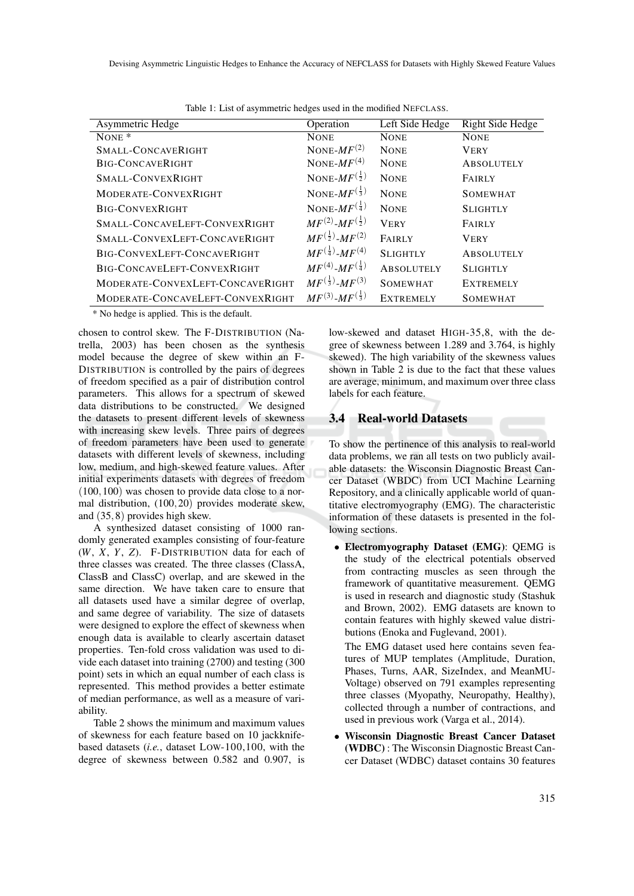Table 1: List of asymmetric hedges used in the modified NEFCLASS.

| Asymmetric Hedge | Operation | Left Side Hedge | Right Side Hedge |
|---|---|---|---|
| NONE * | NONE | NONE | NONE |
| SMALL-CONCAVERIGHT | NONE-$MF^{(2)}$ | NONE | VERY |
| BIG-CONCAVERIGHT | NONE-$MF^{(4)}$ | NONE | ABSOLUTELY |
| SMALL-CONVEXRIGHT | NONE-$MF^{(\frac{1}{2})}$ | NONE | FAIRLY |
| MODERATE-CONVEXRIGHT | NONE-$MF^{(\frac{1}{3})}$ | NONE | SOMEWHAT |
| BIG-CONVEXRIGHT | NONE-$MF^{(\frac{1}{4})}$ | NONE | SLIGHTLY |
| SMALL-CONCAVELEFT-CONVEXRIGHT | $MF^{(2)}$-$MF^{(\frac{1}{2})}$ | VERY | FAIRLY |
| SMALL-CONVEXLEFT-CONCAVERIGHT | $MF^{(\frac{1}{2})}$-$MF^{(2)}$ | FAIRLY | VERY |
| BIG-CONVEXLEFT-CONCAVERIGHT | $MF^{(\frac{1}{4})}$-$MF^{(4)}$ | SLIGHTLY | ABSOLUTELY |
| BIG-CONCAVELEFT-CONVEXRIGHT | $MF^{(4)}$-$MF^{(\frac{1}{4})}$ | ABSOLUTELY | SLIGHTLY |
| MODERATE-CONVEXLEFT-CONCAVERIGHT | $MF^{(\frac{1}{3})}$-$MF^{(3)}$ | SOMEWHAT | EXTREMELY |
| MODERATE-CONCAVELEFT-CONVEXRIGHT | $MF^{(3)}$-$MF^{(\frac{1}{3})}$ | EXTREMELY | SOMEWHAT |

* No hedge is applied. This is the default.

chosen to control skew. The F-DISTRIBUTION (Natrella, 2003) has been chosen as the synthesis model because the degree of skew within an F-DISTRIBUTION is controlled by the pairs of degrees of freedom specified as a pair of distribution control parameters. This allows for a spectrum of skewed data distributions to be constructed. We designed the datasets to present different levels of skewness with increasing skew levels. Three pairs of degrees of freedom parameters have been used to generate datasets with different levels of skewness, including low, medium, and high-skewed feature values. After initial experiments datasets with degrees of freedom $(100,100)$ was chosen to provide data close to a normal distribution, $(100,20)$ provides moderate skew, and $(35,8)$ provides high skew.

A synthesized dataset consisting of 1000 randomly generated examples consisting of four-feature ($W$, $X$, $Y$, $Z$). F-DISTRIBUTION data for each of three classes was created. The three classes (ClassA, ClassB and ClassC) overlap, and are skewed in the same direction. We have taken care to ensure that all datasets used have a similar degree of overlap, and same degree of variability. The size of datasets were designed to explore the effect of skewness when enough data is available to clearly ascertain dataset properties. Ten-fold cross validation was used to divide each dataset into training (2700) and testing (300 point) sets in which an equal number of each class is represented. This method provides a better estimate of median performance, as well as a measure of variability.

Table 2 shows the minimum and maximum values of skewness for each feature based on 10 jackknife-based datasets (*i.e.*, dataset LOW-100,100, with the degree of skewness between 0.582 and 0.907, is low-skewed and dataset HIGH-35,8, with the degree of skewness between 1.289 and 3.764, is highly skewed). The high variability of the skewness values shown in Table 2 is due to the fact that these values are average, minimum, and maximum over three class labels for each feature.

### 3.4 Real-world Datasets

To show the pertinence of this analysis to real-world data problems, we ran all tests on two publicly available datasets: the Wisconsin Diagnostic Breast Cancer Dataset (WBDC) from UCI Machine Learning Repository, and a clinically applicable world of quantitative electromyography (EMG). The characteristic information of these datasets is presented in the following sections.

- **Electromyography Dataset (EMG)**: QEMG is the study of the electrical potentials observed from contracting muscles as seen through the framework of quantitative measurement. QEMG is used in research and diagnostic study (Stashuk and Brown, 2002). EMG datasets are known to contain features with highly skewed value distributions (Enoka and Fuglevand, 2001).

  The EMG dataset used here contains seven features of MUP templates (Amplitude, Duration, Phases, Turns, AAR, SizeIndex, and MeanMU-Voltage) observed on 791 examples representing three classes (Myopathy, Neuropathy, Healthy), collected through a number of contractions, and used in previous work (Varga et al., 2014).

- **Wisconsin Diagnostic Breast Cancer Dataset (WDBC)** : The Wisconsin Diagnostic Breast Cancer Dataset (WDBC) dataset contains 30 features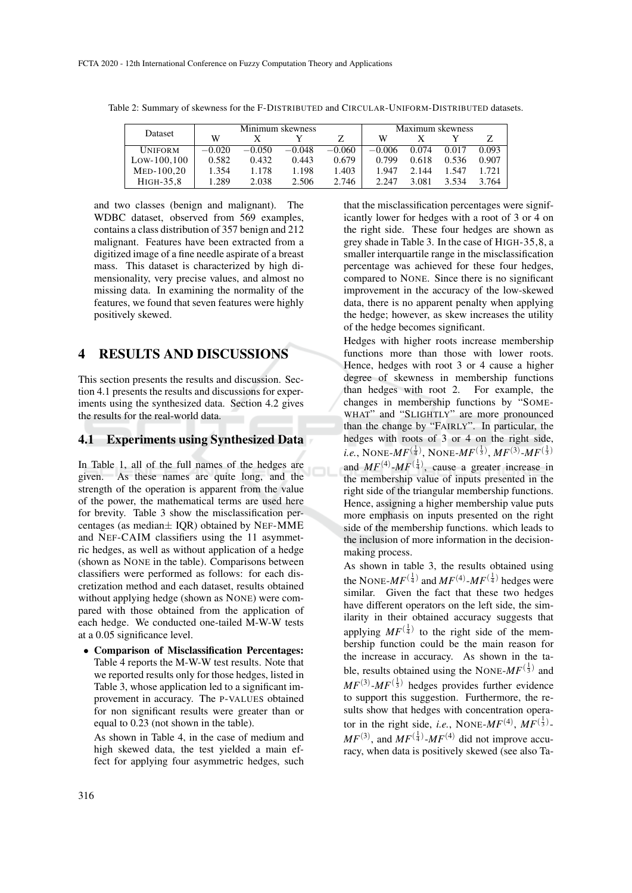Table 2: Summary of skewness for the F-DISTRIBUTED and CIRCULAR-UNIFORM-DISTRIBUTED datasets.

| Dataset | Minimum skewness | | | | Maximum skewness | | | |
|---|---|---|---|---|---|---|---|---|
| | W | X | Y | Z | W | X | Y | Z |
| UNIFORM | −0.020 | −0.050 | −0.048 | −0.060 | −0.006 | 0.074 | 0.017 | 0.093 |
| LOW-100,100 | 0.582 | 0.432 | 0.443 | 0.679 | 0.799 | 0.618 | 0.536 | 0.907 |
| MED-100,20 | 1.354 | 1.178 | 1.198 | 1.403 | 1.947 | 2.144 | 1.547 | 1.721 |
| HIGH-35,8 | 1.289 | 2.038 | 2.506 | 2.746 | 2.247 | 3.081 | 3.534 | 3.764 |

and two classes (benign and malignant). The WDBC dataset, observed from 569 examples, contains a class distribution of 357 benign and 212 malignant. Features have been extracted from a digitized image of a fine needle aspirate of a breast mass. This dataset is characterized by high dimensionality, very precise values, and almost no missing data. In examining the normality of the features, we found that seven features were highly positively skewed.

## 4 RESULTS AND DISCUSSIONS

This section presents the results and discussion. Section 4.1 presents the results and discussions for experiments using the synthesized data. Section 4.2 gives the results for the real-world data.

### 4.1 Experiments using Synthesized Data

In Table 1, all of the full names of the hedges are given. As these names are quite long, and the strength of the operation is apparent from the value of the power, the mathematical terms are used here for brevity. Table 3 show the misclassification percentages (as median± IQR) obtained by NEF-MME and NEF-CAIM classifiers using the 11 asymmetric hedges, as well as without application of a hedge (shown as NONE in the table). Comparisons between classifiers were performed as follows: for each discretization method and each dataset, results obtained without applying hedge (shown as NONE) were compared with those obtained from the application of each hedge. We conducted one-tailed M-W-W tests at a 0.05 significance level.

- **Comparison of Misclassification Percentages:** Table 4 reports the M-W-W test results. Note that we reported results only for those hedges, listed in Table 3, whose application led to a significant improvement in accuracy. The P-VALUES obtained for non significant results were greater than or equal to 0.23 (not shown in the table).

  As shown in Table 4, in the case of medium and high skewed data, the test yielded a main effect for applying four asymmetric hedges, such that the misclassification percentages were significantly lower for hedges with a root of 3 or 4 on the right side. These four hedges are shown as grey shade in Table 3. In the case of HIGH-35,8, a smaller interquartile range in the misclassification percentage was achieved for these four hedges, compared to NONE. Since there is no significant improvement in the accuracy of the low-skewed data, there is no apparent penalty when applying the hedge; however, as skew increases the utility of the hedge becomes significant.

  Hedges with higher roots increase membership functions more than those with lower roots. Hence, hedges with root 3 or 4 cause a higher degree of skewness in membership functions than hedges with root 2. For example, the changes in membership functions by "SOMEWHAT" and "SLIGHTLY" are more pronounced than the change by "FAIRLY". In particular, the hedges with roots of 3 or 4 on the right side, *i.e.*, NONE-$MF^{(\frac{1}{4})}$, NONE-$MF^{(\frac{1}{3})}$, $MF^{(3)}$-$MF^{(\frac{1}{3})}$ and $MF^{(4)}$-$MF^{(\frac{1}{4})}$, cause a greater increase in the membership value of inputs presented in the right side of the triangular membership functions. Hence, assigning a higher membership value puts more emphasis on inputs presented on the right side of the membership functions. which leads to the inclusion of more information in the decision-making process.

  As shown in table 3, the results obtained using the NONE-$MF^{(\frac{1}{4})}$ and $MF^{(4)}$-$MF^{(\frac{1}{4})}$ hedges were similar. Given the fact that these two hedges have different operators on the left side, the similarity in their obtained accuracy suggests that applying $MF^{(\frac{1}{4})}$ to the right side of the membership function could be the main reason for the increase in accuracy. As shown in the table, results obtained using the NONE-$MF^{(\frac{1}{3})}$ and $MF^{(3)}$-$MF^{(\frac{1}{3})}$ hedges provides further evidence to support this suggestion. Furthermore, the results show that hedges with concentration operator in the right side, *i.e.*, NONE-$MF^{(4)}$, $MF^{(\frac{1}{3})}$-$MF^{(3)}$, and $MF^{(\frac{1}{4})}$-$MF^{(4)}$ did not improve accuracy, when data is positively skewed (see also Ta-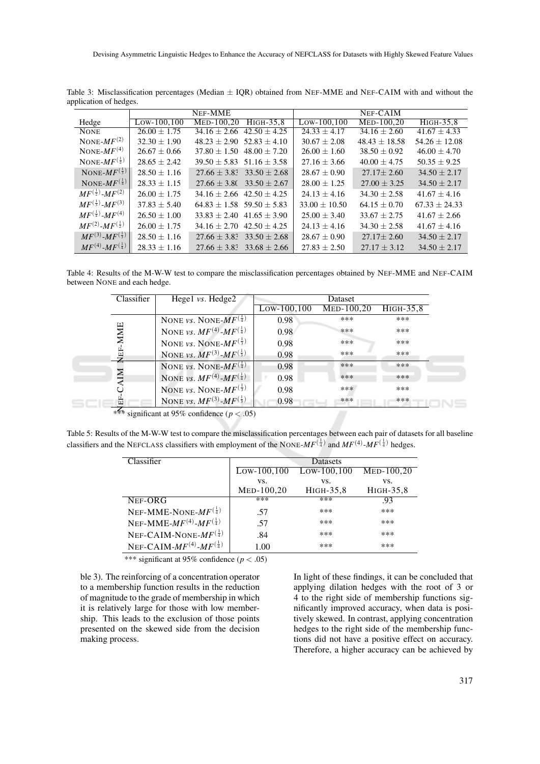Table 3: Misclassification percentages (Median ± IQR) obtained from NEF-MME and NEF-CAIM with and without the application of hedges.

| Hedge | NEF-MME | | | NEF-CAIM | | |
|---|---|---|---|---|---|---|
| | LOW-100,100 | MED-100,20 | HIGH-35,8 | LOW-100,100 | MED-100,20 | HIGH-35,8 |
| NONE | 26.00 ± 1.75 | 34.16 ± 2.66 | 42.50 ± 4.25 | 24.33 ± 4.17 | 34.16 ± 2.60 | 41.67 ± 4.33 |
| NONE-$MF^{(2)}$ | 32.30 ± 1.90 | 48.23 ± 2.90 | 52.83 ± 4.10 | 30.67 ± 2.08 | 48.43 ± 18.58 | 54.26 ± 12.08 |
| NONE-$MF^{(4)}$ | 26.67 ± 0.66 | 37.80 ± 1.50 | 48.00 ± 7.20 | 26.00 ± 1.60 | 38.50 ± 0.92 | 46.00 ± 4.70 |
| NONE-$MF^{(\frac{1}{2})}$ | 28.65 ± 2.42 | 39.50 ± 5.83 | 51.16 ± 3.58 | 27.16 ± 3.66 | 40.00 ± 4.75 | 50.35 ± 9.25 |
| NONE-$MF^{(\frac{1}{3})}$ | 28.50 ± 1.16 | 27.66 ± 3.83 | 33.50 ± 2.68 | 28.67 ± 0.90 | 27.17± 2.60 | 34.50 ± 2.17 |
| NONE-$MF^{(\frac{1}{4})}$ | 28.33 ± 1.15 | 27.66 ± 3.80 | 33.50 ± 2.67 | 28.00 ± 1.25 | 27.00 ± 3.25 | 34.50 ± 2.17 |
| $MF^{(\frac{1}{2})}$-$MF^{(2)}$ | 26.00 ± 1.75 | 34.16 ± 2.66 | 42.50 ± 4.25 | 24.13 ± 4.16 | 34.30 ± 2.58 | 41.67 ± 4.16 |
| $MF^{(\frac{1}{3})}$-$MF^{(3)}$ | 37.83 ± 5.40 | 64.83 ± 1.58 | 59.50 ± 5.83 | 33.00 ± 10.50 | 64.15 ± 0.70 | 67.33 ± 24.33 |
| $MF^{(\frac{1}{4})}$-$MF^{(4)}$ | 26.50 ± 1.00 | 33.83 ± 2.40 | 41.65 ± 3.90 | 25.00 ± 3.40 | 33.67 ± 2.75 | 41.67 ± 2.66 |
| $MF^{(2)}$-$MF^{(\frac{1}{2})}$ | 26.00 ± 1.75 | 34.16 ± 2.70 | 42.50 ± 4.25 | 24.13 ± 4.16 | 34.30 ± 2.58 | 41.67 ± 4.16 |
| $MF^{(3)}$-$MF^{(\frac{1}{3})}$ | 28.50 ± 1.16 | 27.66 ± 3.83 | 33.50 ± 2.68 | 28.67 ± 0.90 | 27.17± 2.60 | 34.50 ± 2.17 |
| $MF^{(4)}$-$MF^{(\frac{1}{4})}$ | 28.33 ± 1.16 | 27.66 ± 3.83 | 33.68 ± 2.66 | 27.83 ± 2.50 | 27.17 ± 3.12 | 34.50 ± 2.17 |

Table 4: Results of the M-W-W test to compare the misclassification percentages obtained by NEF-MME and NEF-CAIM between NONE and each hedge.

| Classifier | Hege1 *vs.* Hedge2 | Dataset | | |
|---|---|---|---|---|
| | | LOW-100,100 | MED-100,20 | HIGH-35,8 |
| NEF-MME | NONE *vs.* NONE-$MF^{(\frac{1}{4})}$ | 0.98 | *** | *** |
| | NONE *vs.* $MF^{(4)}$-$MF^{(\frac{1}{4})}$ | 0.98 | *** | *** |
| | NONE *vs.* NONE-$MF^{(\frac{1}{3})}$ | 0.98 | *** | *** |
| | NONE *vs.* $MF^{(3)}$-$MF^{(\frac{1}{3})}$ | 0.98 | *** | *** |
| NEF-CAIM | NONE *vs.* NONE-$MF^{(\frac{1}{4})}$ | 0.98 | *** | *** |
| | NONE *vs.* $MF^{(4)}$-$MF^{(\frac{1}{4})}$ | 0.98 | *** | *** |
| | NONE *vs.* NONE-$MF^{(\frac{1}{3})}$ | 0.98 | *** | *** |
| | NONE *vs.* $MF^{(3)}$-$MF^{(\frac{1}{3})}$ | 0.98 | *** | *** |

*** significant at 95% confidence ($p < .05$)

Table 5: Results of the M-W-W test to compare the misclassification percentages between each pair of datasets for all baseline classifiers and the NEFCLASS classifiers with employment of the NONE-$MF^{(\frac{1}{4})}$ and $MF^{(4)}$-$MF^{(\frac{1}{4})}$ hedges.

| Classifier | Datasets | | |
|---|---|---|---|
| | LOW-100,100 vs. MED-100,20 | LOW-100,100 vs. HIGH-35,8 | MED-100,20 vs. HIGH-35,8 |
| NEF-ORG | *** | *** | .93 |
| NEF-MME-NONE-$MF^{(\frac{1}{4})}$ | .57 | *** | *** |
| NEF-MME-$MF^{(4)}$-$MF^{(\frac{1}{4})}$ | .57 | *** | *** |
| NEF-CAIM-NONE-$MF^{(\frac{1}{4})}$ | .84 | *** | *** |
| NEF-CAIM-$MF^{(4)}$-$MF^{(\frac{1}{4})}$ | 1.00 | *** | *** |

*** significant at 95% confidence ($p < .05$)

ble 3). The reinforcing of a concentration operator to a membership function results in the reduction of magnitude to the grade of membership in which it is relatively large for those with low membership. This leads to the exclusion of those points presented on the skewed side from the decision making process.

In light of these findings, it can be concluded that applying dilation hedges with the root of 3 or 4 to the right side of membership functions significantly improved accuracy, when data is positively skewed. In contrast, applying concentration hedges to the right side of the membership functions did not have a positive effect on accuracy. Therefore, a higher accuracy can be achieved by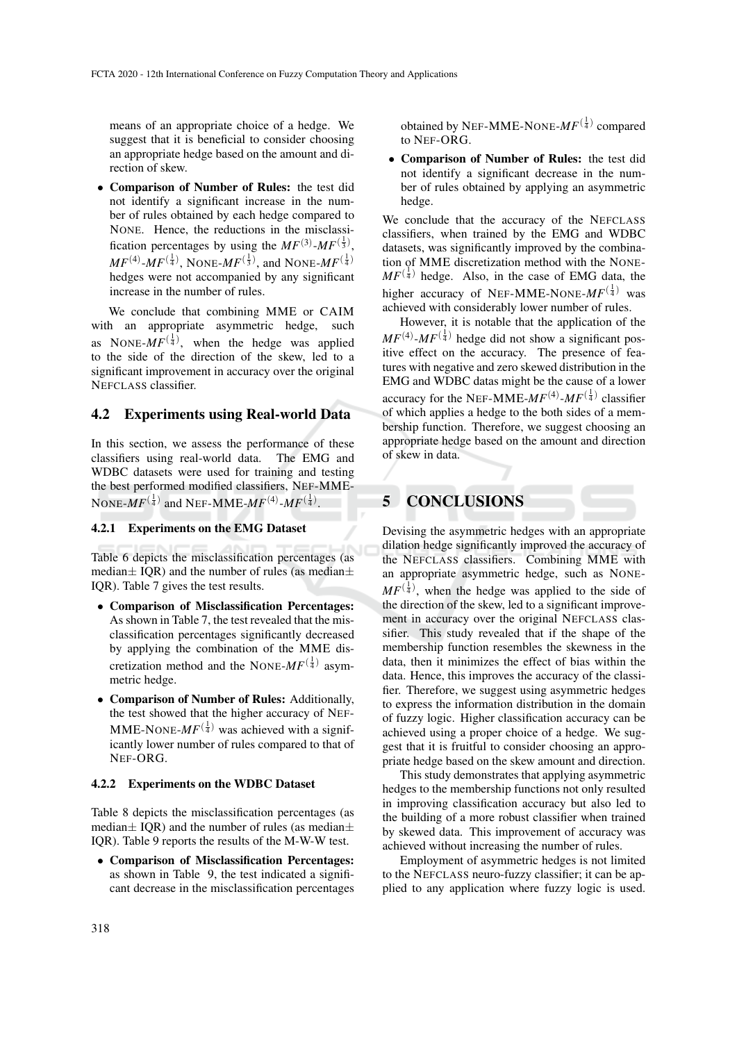means of an appropriate choice of a hedge. We suggest that it is beneficial to consider choosing an appropriate hedge based on the amount and direction of skew.

- **Comparison of Number of Rules:** the test did not identify a significant increase in the number of rules obtained by each hedge compared to NONE. Hence, the reductions in the misclassification percentages by using the $MF^{(3)}$-$MF^{(\frac{1}{3})}$, $MF^{(4)}$-$MF^{(\frac{1}{4})}$, NONE-$MF^{(\frac{1}{3})}$, and NONE-$MF^{(\frac{1}{4})}$ hedges were not accompanied by any significant increase in the number of rules.

We conclude that combining MME or CAIM with an appropriate asymmetric hedge, such as NONE-$MF^{(\frac{1}{4})}$, when the hedge was applied to the side of the direction of the skew, led to a significant improvement in accuracy over the original NEFCLASS classifier.

## 4.2 Experiments using Real-world Data

In this section, we assess the performance of these classifiers using real-world data. The EMG and WDBC datasets were used for training and testing the best performed modified classifiers, NEF-MME-NONE-$MF^{(\frac{1}{4})}$ and NEF-MME-$MF^{(4)}$-$MF^{(\frac{1}{4})}$.

### 4.2.1 Experiments on the EMG Dataset

Table 6 depicts the misclassification percentages (as median± IQR) and the number of rules (as median± IQR). Table 7 gives the test results.

- **Comparison of Misclassification Percentages:** As shown in Table 7, the test revealed that the misclassification percentages significantly decreased by applying the combination of the MME discretization method and the NONE-$MF^{(\frac{1}{4})}$ asymmetric hedge.
- **Comparison of Number of Rules:** Additionally, the test showed that the higher accuracy of NEF-MME-NONE-$MF^{(\frac{1}{4})}$ was achieved with a significantly lower number of rules compared to that of NEF-ORG.

### 4.2.2 Experiments on the WDBC Dataset

Table 8 depicts the misclassification percentages (as median± IQR) and the number of rules (as median± IQR). Table 9 reports the results of the M-W-W test.

- **Comparison of Misclassification Percentages:** as shown in Table 9, the test indicated a significant decrease in the misclassification percentages obtained by NEF-MME-NONE-$MF^{(\frac{1}{4})}$ compared to NEF-ORG.
- **Comparison of Number of Rules:** the test did not identify a significant decrease in the number of rules obtained by applying an asymmetric hedge.

We conclude that the accuracy of the NEFCLASS classifiers, when trained by the EMG and WDBC datasets, was significantly improved by the combination of MME discretization method with the NONE-$MF^{(\frac{1}{4})}$ hedge. Also, in the case of EMG data, the higher accuracy of NEF-MME-NONE-$MF^{(\frac{1}{4})}$ was achieved with considerably lower number of rules.

However, it is notable that the application of the $MF^{(4)}$-$MF^{(\frac{1}{4})}$ hedge did not show a significant positive effect on the accuracy. The presence of features with negative and zero skewed distribution in the EMG and WDBC datas might be the cause of a lower accuracy for the NEF-MME-$MF^{(4)}$-$MF^{(\frac{1}{4})}$ classifier of which applies a hedge to the both sides of a membership function. Therefore, we suggest choosing an appropriate hedge based on the amount and direction of skew in data.

# 5 CONCLUSIONS

Devising the asymmetric hedges with an appropriate dilation hedge significantly improved the accuracy of the NEFCLASS classifiers. Combining MME with an appropriate asymmetric hedge, such as NONE-$MF^{(\frac{1}{4})}$, when the hedge was applied to the side of the direction of the skew, led to a significant improvement in accuracy over the original NEFCLASS classifier. This study revealed that if the shape of the membership function resembles the skewness in the data, then it minimizes the effect of bias within the data. Hence, this improves the accuracy of the classifier. Therefore, we suggest using asymmetric hedges to express the information distribution in the domain of fuzzy logic. Higher classification accuracy can be achieved using a proper choice of a hedge. We suggest that it is fruitful to consider choosing an appropriate hedge based on the skew amount and direction.

This study demonstrates that applying asymmetric hedges to the membership functions not only resulted in improving classification accuracy but also led to the building of a more robust classifier when trained by skewed data. This improvement of accuracy was achieved without increasing the number of rules.

Employment of asymmetric hedges is not limited to the NEFCLASS neuro-fuzzy classifier; it can be applied to any application where fuzzy logic is used.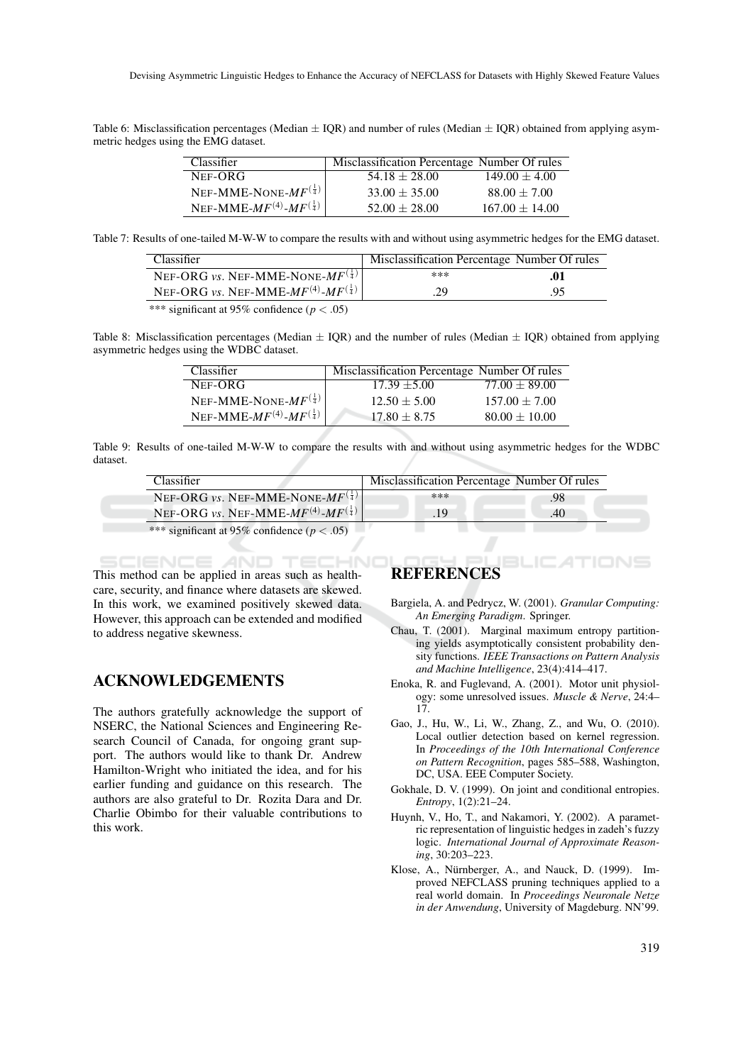Table 6: Misclassification percentages (Median $\pm$ IQR) and number of rules (Median $\pm$ IQR) obtained from applying asymmetric hedges using the EMG dataset.

| Classifier | Misclassification Percentage | Number Of rules |
|---|---|---|
| NEF-ORG | $54.18 \pm 28.00$ | $149.00 \pm 4.00$ |
| NEF-MME-NONE-$MF^{(\frac{1}{4})}$ | $33.00 \pm 35.00$ | $88.00 \pm 7.00$ |
| NEF-MME-$MF^{(4)}$-$MF^{(\frac{1}{4})}$ | $52.00 \pm 28.00$ | $167.00 \pm 14.00$ |

Table 7: Results of one-tailed M-W-W to compare the results with and without using asymmetric hedges for the EMG dataset.

| Classifier | Misclassification Percentage | Number Of rules |
|---|---|---|
| NEF-ORG *vs.* NEF-MME-NONE-$MF^{(\frac{1}{4})}$ | *** | **.01** |
| NEF-ORG *vs.* NEF-MME-$MF^{(4)}$-$MF^{(\frac{1}{4})}$ | .29 | .95 |

*** significant at 95% confidence ($p < .05$)

Table 8: Misclassification percentages (Median $\pm$ IQR) and the number of rules (Median $\pm$ IQR) obtained from applying asymmetric hedges using the WDBC dataset.

| Classifier | Misclassification Percentage | Number Of rules |
|---|---|---|
| NEF-ORG | $17.39 \pm 5.00$ | $77.00 \pm 89.00$ |
| NEF-MME-NONE-$MF^{(\frac{1}{4})}$ | $12.50 \pm 5.00$ | $157.00 \pm 7.00$ |
| NEF-MME-$MF^{(4)}$-$MF^{(\frac{1}{4})}$ | $17.80 \pm 8.75$ | $80.00 \pm 10.00$ |

Table 9: Results of one-tailed M-W-W to compare the results with and without using asymmetric hedges for the WDBC dataset.

| Classifier | Misclassification Percentage | Number Of rules |
|---|---|---|
| NEF-ORG *vs.* NEF-MME-NONE-$MF^{(\frac{1}{4})}$ | *** | .98 |
| NEF-ORG *vs.* NEF-MME-$MF^{(4)}$-$MF^{(\frac{1}{4})}$ | .19 | .40 |

*** significant at 95% confidence ($p < .05$)

This method can be applied in areas such as healthcare, security, and finance where datasets are skewed. In this work, we examined positively skewed data. However, this approach can be extended and modified to address negative skewness.

## ACKNOWLEDGEMENTS

The authors gratefully acknowledge the support of NSERC, the National Sciences and Engineering Research Council of Canada, for ongoing grant support. The authors would like to thank Dr. Andrew Hamilton-Wright who initiated the idea, and for his earlier funding and guidance on this research. The authors are also grateful to Dr. Rozita Dara and Dr. Charlie Obimbo for their valuable contributions to this work.

## REFERENCES

Bargiela, A. and Pedrycz, W. (2001). *Granular Computing: An Emerging Paradigm*. Springer.

Chau, T. (2001). Marginal maximum entropy partitioning yields asymptotically consistent probability density functions. *IEEE Transactions on Pattern Analysis and Machine Intelligence*, 23(4):414–417.

Enoka, R. and Fuglevand, A. (2001). Motor unit physiology: some unresolved issues. *Muscle & Nerve*, 24:4–17.

Gao, J., Hu, W., Li, W., Zhang, Z., and Wu, O. (2010). Local outlier detection based on kernel regression. In *Proceedings of the 10th International Conference on Pattern Recognition*, pages 585–588, Washington, DC, USA. EEE Computer Society.

Gokhale, D. V. (1999). On joint and conditional entropies. *Entropy*, 1(2):21–24.

Huynh, V., Ho, T., and Nakamori, Y. (2002). A parametric representation of linguistic hedges in zadeh's fuzzy logic. *International Journal of Approximate Reasoning*, 30:203–223.

Klose, A., Nürnberger, A., and Nauck, D. (1999). Improved NEFCLASS pruning techniques applied to a real world domain. In *Proceedings Neuronale Netze in der Anwendung*, University of Magdeburg. NN'99.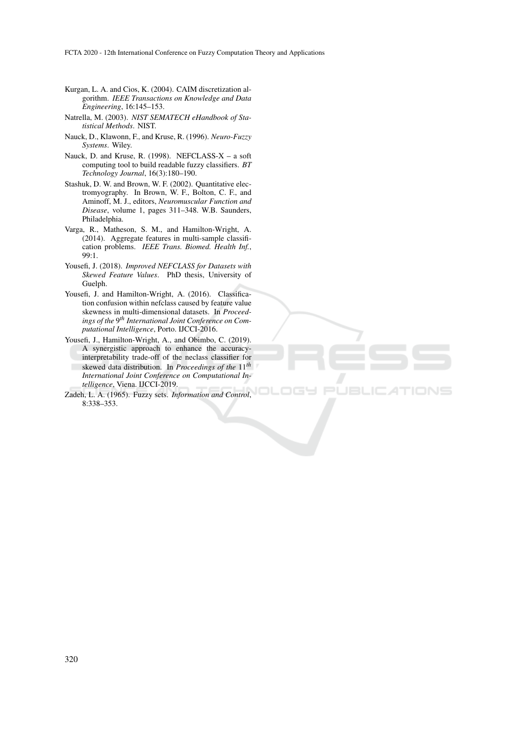Kurgan, L. A. and Cios, K. (2004). CAIM discretization algorithm. *IEEE Transactions on Knowledge and Data Engineering*, 16:145–153.

Natrella, M. (2003). *NIST SEMATECH eHandbook of Statistical Methods*. NIST.

Nauck, D., Klawonn, F., and Kruse, R. (1996). *Neuro-Fuzzy Systems*. Wiley.

Nauck, D. and Kruse, R. (1998). NEFCLASS-X – a soft computing tool to build readable fuzzy classifiers. *BT Technology Journal*, 16(3):180–190.

Stashuk, D. W. and Brown, W. F. (2002). Quantitative electromyography. In Brown, W. F., Bolton, C. F., and Aminoff, M. J., editors, *Neuromuscular Function and Disease*, volume 1, pages 311–348. W.B. Saunders, Philadelphia.

Varga, R., Matheson, S. M., and Hamilton-Wright, A. (2014). Aggregate features in multi-sample classification problems. *IEEE Trans. Biomed. Health Inf.*, 99:1.

Yousefi, J. (2018). *Improved NEFCLASS for Datasets with Skewed Feature Values*. PhD thesis, University of Guelph.

Yousefi, J. and Hamilton-Wright, A. (2016). Classification confusion within nefclass caused by feature value skewness in multi-dimensional datasets. In *Proceedings of the 9th International Joint Conference on Computational Intelligence*, Porto. IJCCI-2016.

Yousefi, J., Hamilton-Wright, A., and Obimbo, C. (2019). A synergistic approach to enhance the accuracy-interpretability trade-off of the neclass classifier for skewed data distribution. In *Proceedings of the 11th International Joint Conference on Computational Intelligence*, Viena. IJCCI-2019.

Zadeh, L. A. (1965). Fuzzy sets. *Information and Control*, 8:338–353.